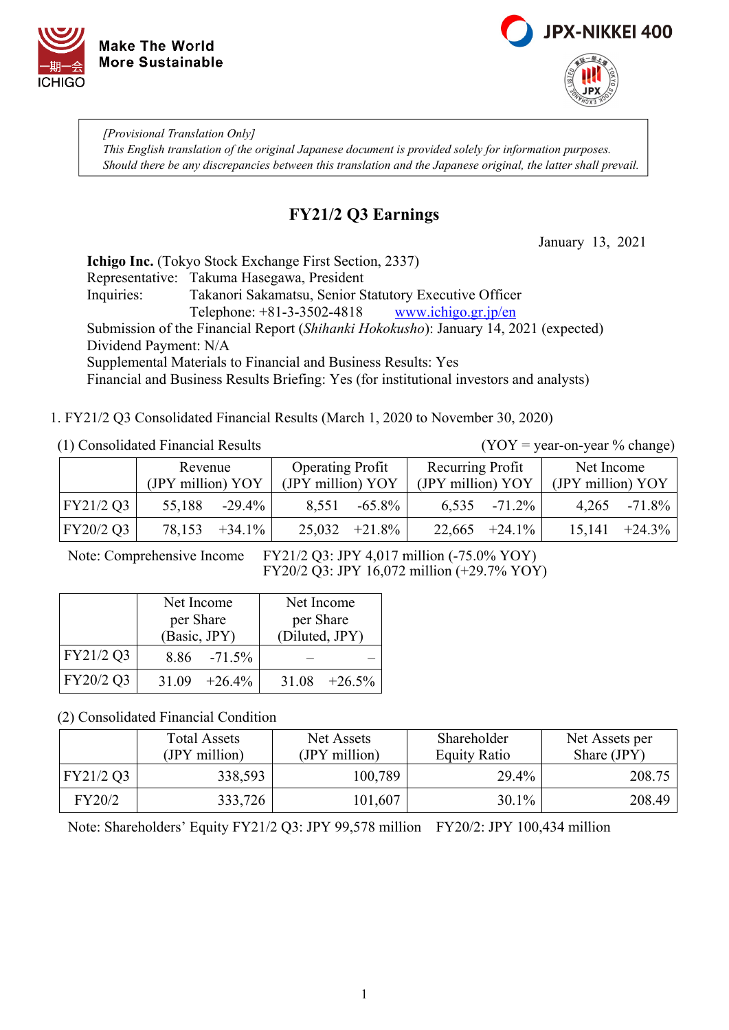Make The World
More Sustainable

ICHIGO

JPX-NIKKEI 400

*[Provisional Translation Only]*
*This English translation of the original Japanese document is provided solely for information purposes.*
*Should there be any discrepancies between this translation and the Japanese original, the latter shall prevail.*

# FY21/2 Q3 Earnings

January 13, 2021

**Ichigo Inc.** (Tokyo Stock Exchange First Section, 2337)
Representative: Takuma Hasegawa, President
Inquiries: Takanori Sakamatsu, Senior Statutory Executive Officer
Telephone: +81-3-3502-4818 www.ichigo.gr.jp/en
Submission of the Financial Report (*Shihanki Hokokusho*): January 14, 2021 (expected)
Dividend Payment: N/A
Supplemental Materials to Financial and Business Results: Yes
Financial and Business Results Briefing: Yes (for institutional investors and analysts)

1. FY21/2 Q3 Consolidated Financial Results (March 1, 2020 to November 30, 2020)

(1) Consolidated Financial Results (YOY = year-on-year % change)

| | Revenue (JPY million) | YOY | Operating Profit (JPY million) | YOY | Recurring Profit (JPY million) | YOY | Net Income (JPY million) | YOY |
|---|---|---|---|---|---|---|---|---|
| FY21/2 Q3 | 55,188 | -29.4% | 8,551 | -65.8% | 6,535 | -71.2% | 4,265 | -71.8% |
| FY20/2 Q3 | 78,153 | +34.1% | 25,032 | +21.8% | 22,665 | +24.1% | 15,141 | +24.3% |

Note: Comprehensive Income FY21/2 Q3: JPY 4,017 million (-75.0% YOY)
FY20/2 Q3: JPY 16,072 million (+29.7% YOY)

| | Net Income per Share (Basic, JPY) | | Net Income per Share (Diluted, JPY) | |
|---|---|---|---|---|
| FY21/2 Q3 | 8.86 | -71.5% | – | – |
| FY20/2 Q3 | 31.09 | +26.4% | 31.08 | +26.5% |

(2) Consolidated Financial Condition

| | Total Assets (JPY million) | Net Assets (JPY million) | Shareholder Equity Ratio | Net Assets per Share (JPY) |
|---|---|---|---|---|
| FY21/2 Q3 | 338,593 | 100,789 | 29.4% | 208.75 |
| FY20/2 | 333,726 | 101,607 | 30.1% | 208.49 |

Note: Shareholders' Equity FY21/2 Q3: JPY 99,578 million FY20/2: JPY 100,434 million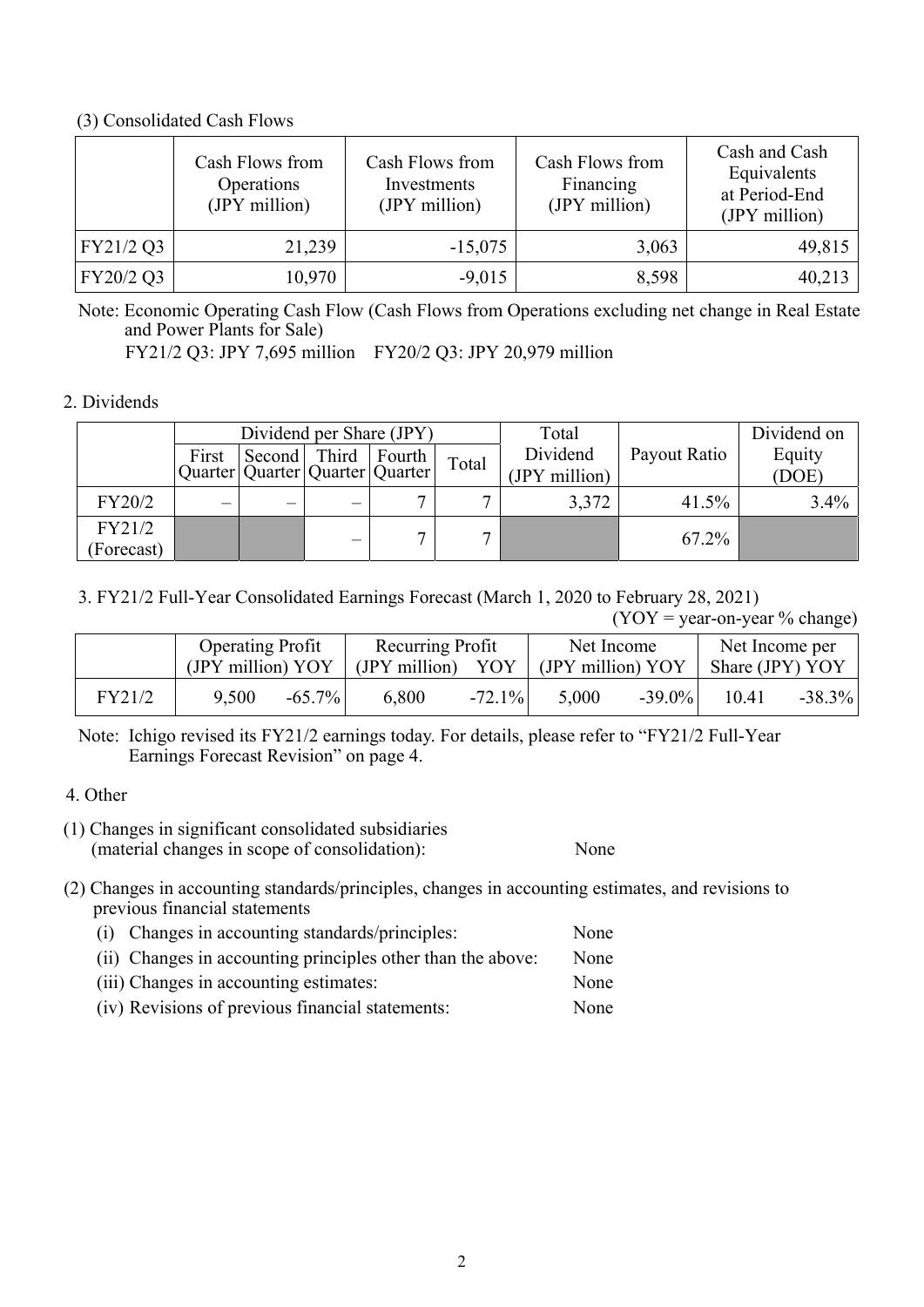(3) Consolidated Cash Flows

| | Cash Flows from Operations (JPY million) | Cash Flows from Investments (JPY million) | Cash Flows from Financing (JPY million) | Cash and Cash Equivalents at Period-End (JPY million) |
|---|---|---|---|---|
| FY21/2 Q3 | 21,239 | -15,075 | 3,063 | 49,815 |
| FY20/2 Q3 | 10,970 | -9,015 | 8,598 | 40,213 |

Note: Economic Operating Cash Flow (Cash Flows from Operations excluding net change in Real Estate and Power Plants for Sale)
FY21/2 Q3: JPY 7,695 million FY20/2 Q3: JPY 20,979 million

2. Dividends

| | Dividend per Share (JPY) | | | | | Total Dividend (JPY million) | Payout Ratio | Dividend on Equity (DOE) |
|---|---|---|---|---|---|---|---|---|
| | First Quarter | Second Quarter | Third Quarter | Fourth Quarter | Total | | | |
| FY20/2 | – | – | – | 7 | 7 | 3,372 | 41.5% | 3.4% |
| FY21/2 (Forecast) | | | – | 7 | 7 | | 67.2% | |

3. FY21/2 Full-Year Consolidated Earnings Forecast (March 1, 2020 to February 28, 2021)

(YOY = year-on-year % change)

| | Operating Profit (JPY million) | YOY | Recurring Profit (JPY million) | YOY | Net Income (JPY million) | YOY | Net Income per Share (JPY) | YOY |
|---|---|---|---|---|---|---|---|---|
| FY21/2 | 9,500 | -65.7% | 6,800 | -72.1% | 5,000 | -39.0% | 10.41 | -38.3% |

Note: Ichigo revised its FY21/2 earnings today. For details, please refer to "FY21/2 Full-Year Earnings Forecast Revision" on page 4.

4. Other

(1) Changes in significant consolidated subsidiaries (material changes in scope of consolidation): None

(2) Changes in accounting standards/principles, changes in accounting estimates, and revisions to previous financial statements

(i) Changes in accounting standards/principles: None
(ii) Changes in accounting principles other than the above: None
(iii) Changes in accounting estimates: None
(iv) Revisions of previous financial statements: None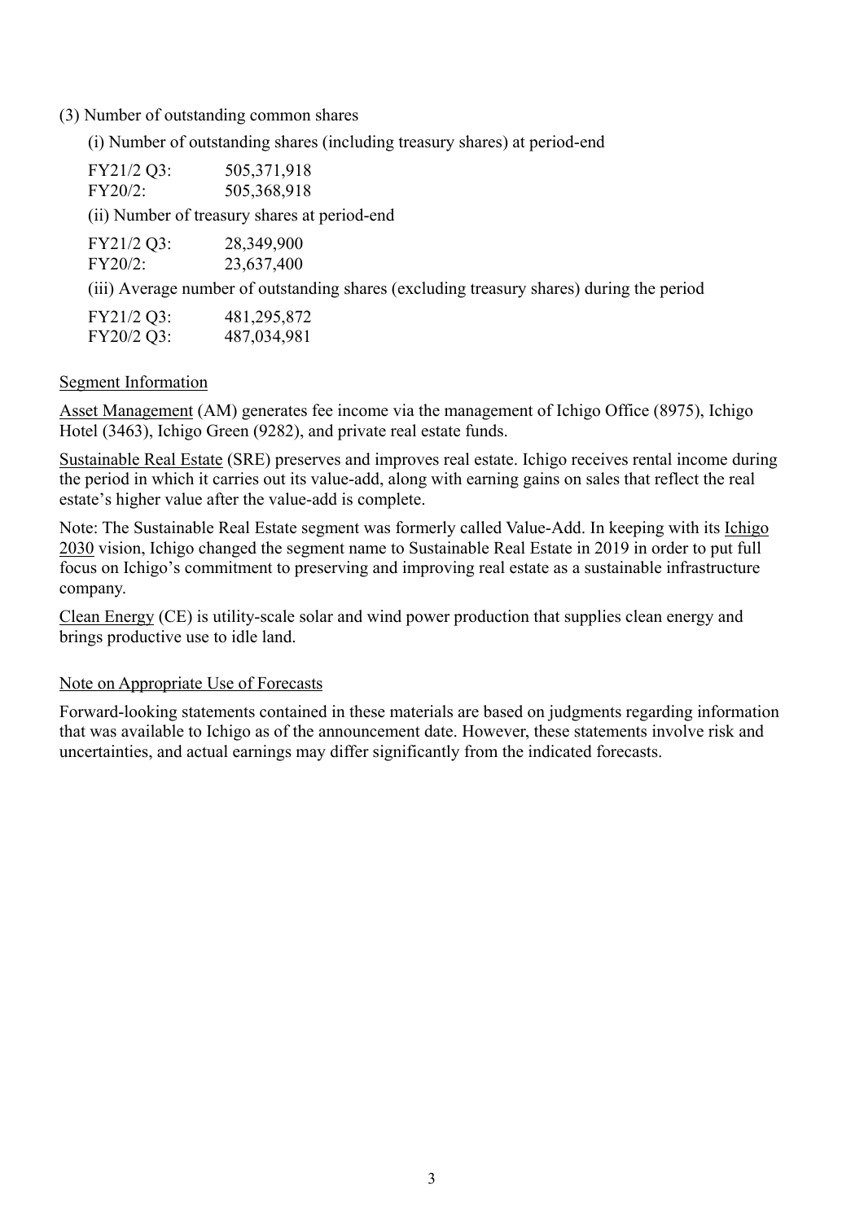(3) Number of outstanding common shares

(i) Number of outstanding shares (including treasury shares) at period-end

FY21/2 Q3: 505,371,918
FY20/2: 505,368,918

(ii) Number of treasury shares at period-end

FY21/2 Q3: 28,349,900
FY20/2: 23,637,400

(iii) Average number of outstanding shares (excluding treasury shares) during the period

FY21/2 Q3: 481,295,872
FY20/2 Q3: 487,034,981

Segment Information

Asset Management (AM) generates fee income via the management of Ichigo Office (8975), Ichigo Hotel (3463), Ichigo Green (9282), and private real estate funds.

Sustainable Real Estate (SRE) preserves and improves real estate. Ichigo receives rental income during the period in which it carries out its value-add, along with earning gains on sales that reflect the real estate's higher value after the value-add is complete.

Note: The Sustainable Real Estate segment was formerly called Value-Add. In keeping with its Ichigo 2030 vision, Ichigo changed the segment name to Sustainable Real Estate in 2019 in order to put full focus on Ichigo's commitment to preserving and improving real estate as a sustainable infrastructure company.

Clean Energy (CE) is utility-scale solar and wind power production that supplies clean energy and brings productive use to idle land.

Note on Appropriate Use of Forecasts

Forward-looking statements contained in these materials are based on judgments regarding information that was available to Ichigo as of the announcement date. However, these statements involve risk and uncertainties, and actual earnings may differ significantly from the indicated forecasts.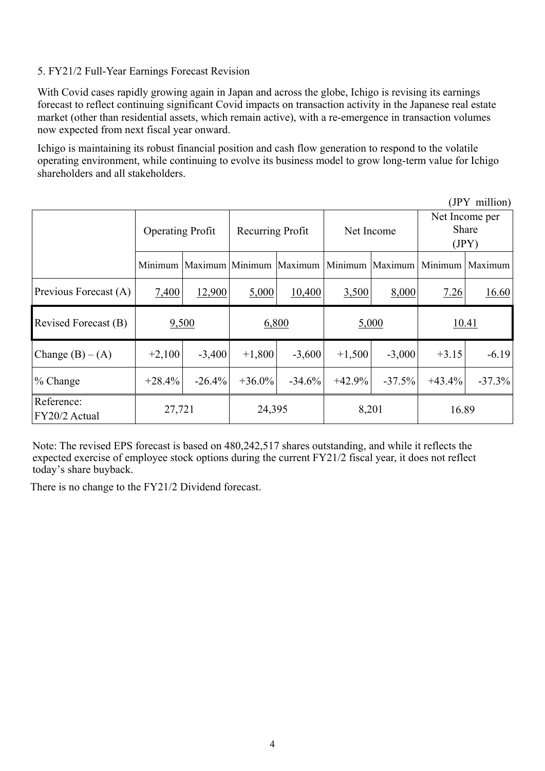## 5. FY21/2 Full-Year Earnings Forecast Revision

With Covid cases rapidly growing again in Japan and across the globe, Ichigo is revising its earnings forecast to reflect continuing significant Covid impacts on transaction activity in the Japanese real estate market (other than residential assets, which remain active), with a re-emergence in transaction volumes now expected from next fiscal year onward.

Ichigo is maintaining its robust financial position and cash flow generation to respond to the volatile operating environment, while continuing to evolve its business model to grow long-term value for Ichigo shareholders and all stakeholders.

(JPY million)

| | Operating Profit | | Recurring Profit | | Net Income | | Net Income per Share (JPY) | |
|---|---|---|---|---|---|---|---|---|
| | Minimum | Maximum | Minimum | Maximum | Minimum | Maximum | Minimum | Maximum |
| Previous Forecast (A) | 7,400 | 12,900 | 5,000 | 10,400 | 3,500 | 8,000 | 7.26 | 16.60 |
| Revised Forecast (B) | 9,500 | | 6,800 | | 5,000 | | 10.41 | |
| Change (B) – (A) | +2,100 | -3,400 | +1,800 | -3,600 | +1,500 | -3,000 | +3.15 | -6.19 |
| % Change | +28.4% | -26.4% | +36.0% | -34.6% | +42.9% | -37.5% | +43.4% | -37.3% |
| Reference: FY20/2 Actual | 27,721 | | 24,395 | | 8,201 | | 16.89 | |

Note: The revised EPS forecast is based on 480,242,517 shares outstanding, and while it reflects the expected exercise of employee stock options during the current FY21/2 fiscal year, it does not reflect today's share buyback.

There is no change to the FY21/2 Dividend forecast.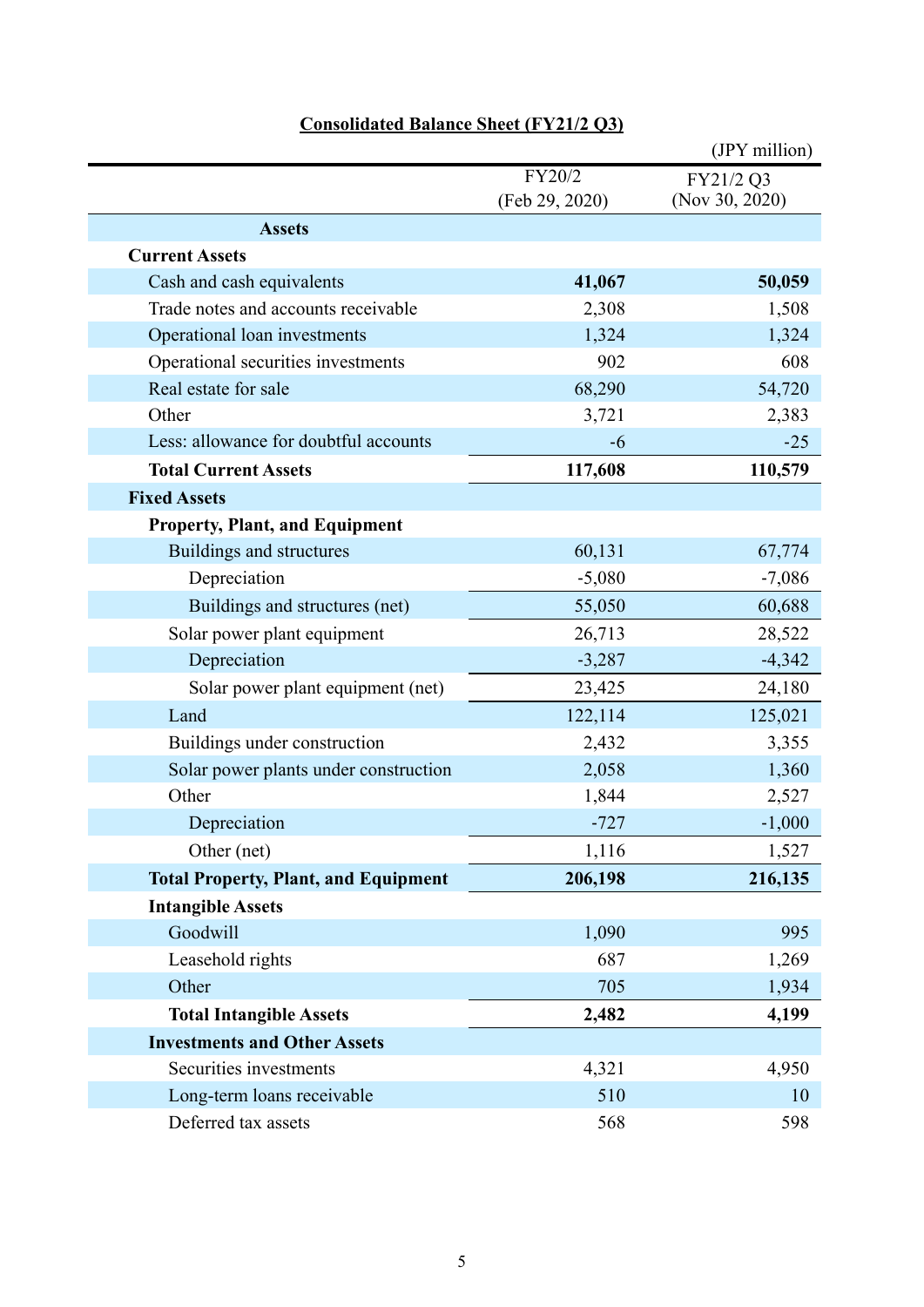## Consolidated Balance Sheet (FY21/2 Q3)

(JPY million)

| | FY20/2 (Feb 29, 2020) | FY21/2 Q3 (Nov 30, 2020) |
|---|---|---|
| **Assets** | | |
| **Current Assets** | | |
| Cash and cash equivalents | **41,067** | **50,059** |
| Trade notes and accounts receivable | 2,308 | 1,508 |
| Operational loan investments | 1,324 | 1,324 |
| Operational securities investments | 902 | 608 |
| Real estate for sale | 68,290 | 54,720 |
| Other | 3,721 | 2,383 |
| Less: allowance for doubtful accounts | -6 | -25 |
| **Total Current Assets** | **117,608** | **110,579** |
| **Fixed Assets** | | |
| **Property, Plant, and Equipment** | | |
| Buildings and structures | 60,131 | 67,774 |
| Depreciation | -5,080 | -7,086 |
| Buildings and structures (net) | 55,050 | 60,688 |
| Solar power plant equipment | 26,713 | 28,522 |
| Depreciation | -3,287 | -4,342 |
| Solar power plant equipment (net) | 23,425 | 24,180 |
| Land | 122,114 | 125,021 |
| Buildings under construction | 2,432 | 3,355 |
| Solar power plants under construction | 2,058 | 1,360 |
| Other | 1,844 | 2,527 |
| Depreciation | -727 | -1,000 |
| Other (net) | 1,116 | 1,527 |
| **Total Property, Plant, and Equipment** | **206,198** | **216,135** |
| **Intangible Assets** | | |
| Goodwill | 1,090 | 995 |
| Leasehold rights | 687 | 1,269 |
| Other | 705 | 1,934 |
| **Total Intangible Assets** | **2,482** | **4,199** |
| **Investments and Other Assets** | | |
| Securities investments | 4,321 | 4,950 |
| Long-term loans receivable | 510 | 10 |
| Deferred tax assets | 568 | 598 |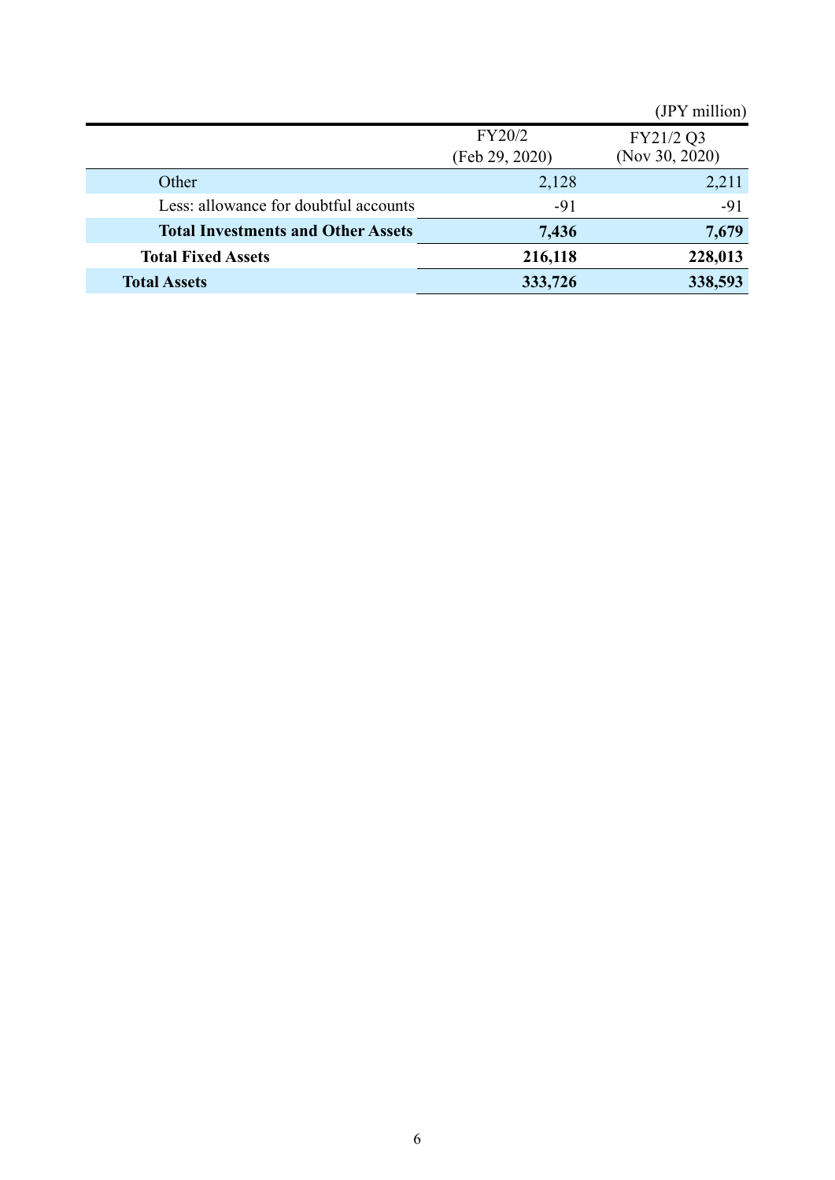(JPY million)

| | FY20/2 (Feb 29, 2020) | FY21/2 Q3 (Nov 30, 2020) |
|---|---|---|
| Other | 2,128 | 2,211 |
| Less: allowance for doubtful accounts | -91 | -91 |
| **Total Investments and Other Assets** | **7,436** | **7,679** |
| **Total Fixed Assets** | **216,118** | **228,013** |
| **Total Assets** | **333,726** | **338,593** |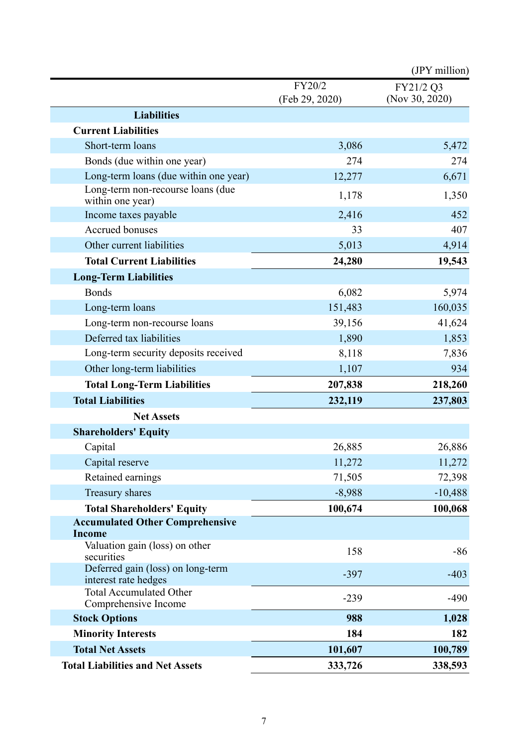(JPY million)

| | FY20/2 (Feb 29, 2020) | FY21/2 Q3 (Nov 30, 2020) |
|---|---|---|
| **Liabilities** | | |
| **Current Liabilities** | | |
| Short-term loans | 3,086 | 5,472 |
| Bonds (due within one year) | 274 | 274 |
| Long-term loans (due within one year) | 12,277 | 6,671 |
| Long-term non-recourse loans (due within one year) | 1,178 | 1,350 |
| Income taxes payable | 2,416 | 452 |
| Accrued bonuses | 33 | 407 |
| Other current liabilities | 5,013 | 4,914 |
| **Total Current Liabilities** | **24,280** | **19,543** |
| **Long-Term Liabilities** | | |
| Bonds | 6,082 | 5,974 |
| Long-term loans | 151,483 | 160,035 |
| Long-term non-recourse loans | 39,156 | 41,624 |
| Deferred tax liabilities | 1,890 | 1,853 |
| Long-term security deposits received | 8,118 | 7,836 |
| Other long-term liabilities | 1,107 | 934 |
| **Total Long-Term Liabilities** | **207,838** | **218,260** |
| **Total Liabilities** | **232,119** | **237,803** |
| **Net Assets** | | |
| **Shareholders' Equity** | | |
| Capital | 26,885 | 26,886 |
| Capital reserve | 11,272 | 11,272 |
| Retained earnings | 71,505 | 72,398 |
| Treasury shares | -8,988 | -10,488 |
| **Total Shareholders' Equity** | **100,674** | **100,068** |
| **Accumulated Other Comprehensive Income** | | |
| Valuation gain (loss) on other securities | 158 | -86 |
| Deferred gain (loss) on long-term interest rate hedges | -397 | -403 |
| Total Accumulated Other Comprehensive Income | -239 | -490 |
| **Stock Options** | **988** | **1,028** |
| **Minority Interests** | **184** | **182** |
| **Total Net Assets** | **101,607** | **100,789** |
| **Total Liabilities and Net Assets** | **333,726** | **338,593** |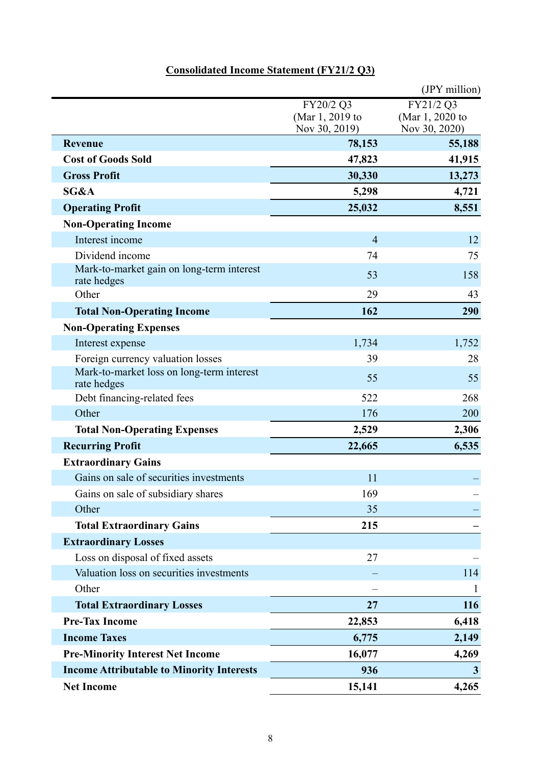**Consolidated Income Statement (FY21/2 Q3)**

(JPY million)

| | FY20/2 Q3 (Mar 1, 2019 to Nov 30, 2019) | FY21/2 Q3 (Mar 1, 2020 to Nov 30, 2020) |
|---|---|---|
| **Revenue** | **78,153** | **55,188** |
| **Cost of Goods Sold** | **47,823** | **41,915** |
| **Gross Profit** | **30,330** | **13,273** |
| **SG&A** | **5,298** | **4,721** |
| **Operating Profit** | **25,032** | **8,551** |
| **Non-Operating Income** | | |
| Interest income | 4 | 12 |
| Dividend income | 74 | 75 |
| Mark-to-market gain on long-term interest rate hedges | 53 | 158 |
| Other | 29 | 43 |
| **Total Non-Operating Income** | **162** | **290** |
| **Non-Operating Expenses** | | |
| Interest expense | 1,734 | 1,752 |
| Foreign currency valuation losses | 39 | 28 |
| Mark-to-market loss on long-term interest rate hedges | 55 | 55 |
| Debt financing-related fees | 522 | 268 |
| Other | 176 | 200 |
| **Total Non-Operating Expenses** | **2,529** | **2,306** |
| **Recurring Profit** | **22,665** | **6,535** |
| **Extraordinary Gains** | | |
| Gains on sale of securities investments | 11 | – |
| Gains on sale of subsidiary shares | 169 | – |
| Other | 35 | – |
| **Total Extraordinary Gains** | **215** | **–** |
| **Extraordinary Losses** | | |
| Loss on disposal of fixed assets | 27 | – |
| Valuation loss on securities investments | – | 114 |
| Other | – | 1 |
| **Total Extraordinary Losses** | **27** | **116** |
| **Pre-Tax Income** | **22,853** | **6,418** |
| **Income Taxes** | **6,775** | **2,149** |
| **Pre-Minority Interest Net Income** | **16,077** | **4,269** |
| **Income Attributable to Minority Interests** | **936** | **3** |
| **Net Income** | **15,141** | **4,265** |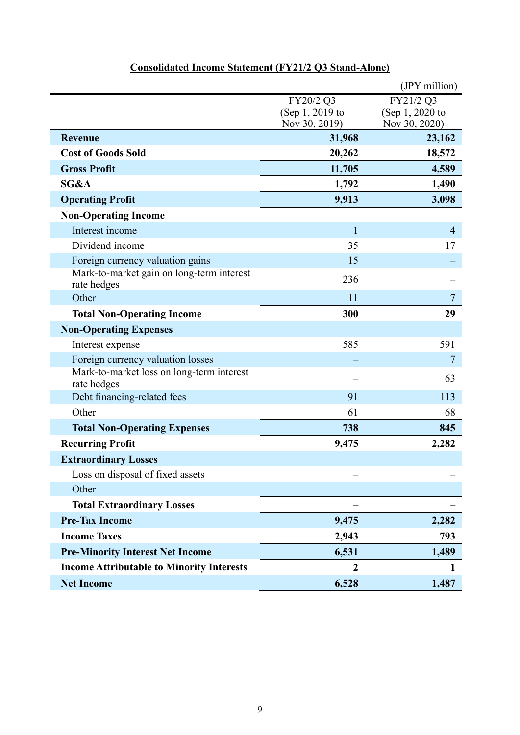## Consolidated Income Statement (FY21/2 Q3 Stand-Alone)

(JPY million)

| | FY20/2 Q3 (Sep 1, 2019 to Nov 30, 2019) | FY21/2 Q3 (Sep 1, 2020 to Nov 30, 2020) |
|---|---|---|
| **Revenue** | **31,968** | **23,162** |
| **Cost of Goods Sold** | **20,262** | **18,572** |
| **Gross Profit** | **11,705** | **4,589** |
| **SG&A** | **1,792** | **1,490** |
| **Operating Profit** | **9,913** | **3,098** |
| **Non-Operating Income** | | |
| Interest income | 1 | 4 |
| Dividend income | 35 | 17 |
| Foreign currency valuation gains | 15 | – |
| Mark-to-market gain on long-term interest rate hedges | 236 | – |
| Other | 11 | 7 |
| **Total Non-Operating Income** | **300** | **29** |
| **Non-Operating Expenses** | | |
| Interest expense | 585 | 591 |
| Foreign currency valuation losses | – | 7 |
| Mark-to-market loss on long-term interest rate hedges | – | 63 |
| Debt financing-related fees | 91 | 113 |
| Other | 61 | 68 |
| **Total Non-Operating Expenses** | **738** | **845** |
| **Recurring Profit** | **9,475** | **2,282** |
| **Extraordinary Losses** | | |
| Loss on disposal of fixed assets | – | – |
| Other | – | – |
| **Total Extraordinary Losses** | **–** | **–** |
| **Pre-Tax Income** | **9,475** | **2,282** |
| **Income Taxes** | **2,943** | **793** |
| **Pre-Minority Interest Net Income** | **6,531** | **1,489** |
| **Income Attributable to Minority Interests** | **2** | **1** |
| **Net Income** | **6,528** | **1,487** |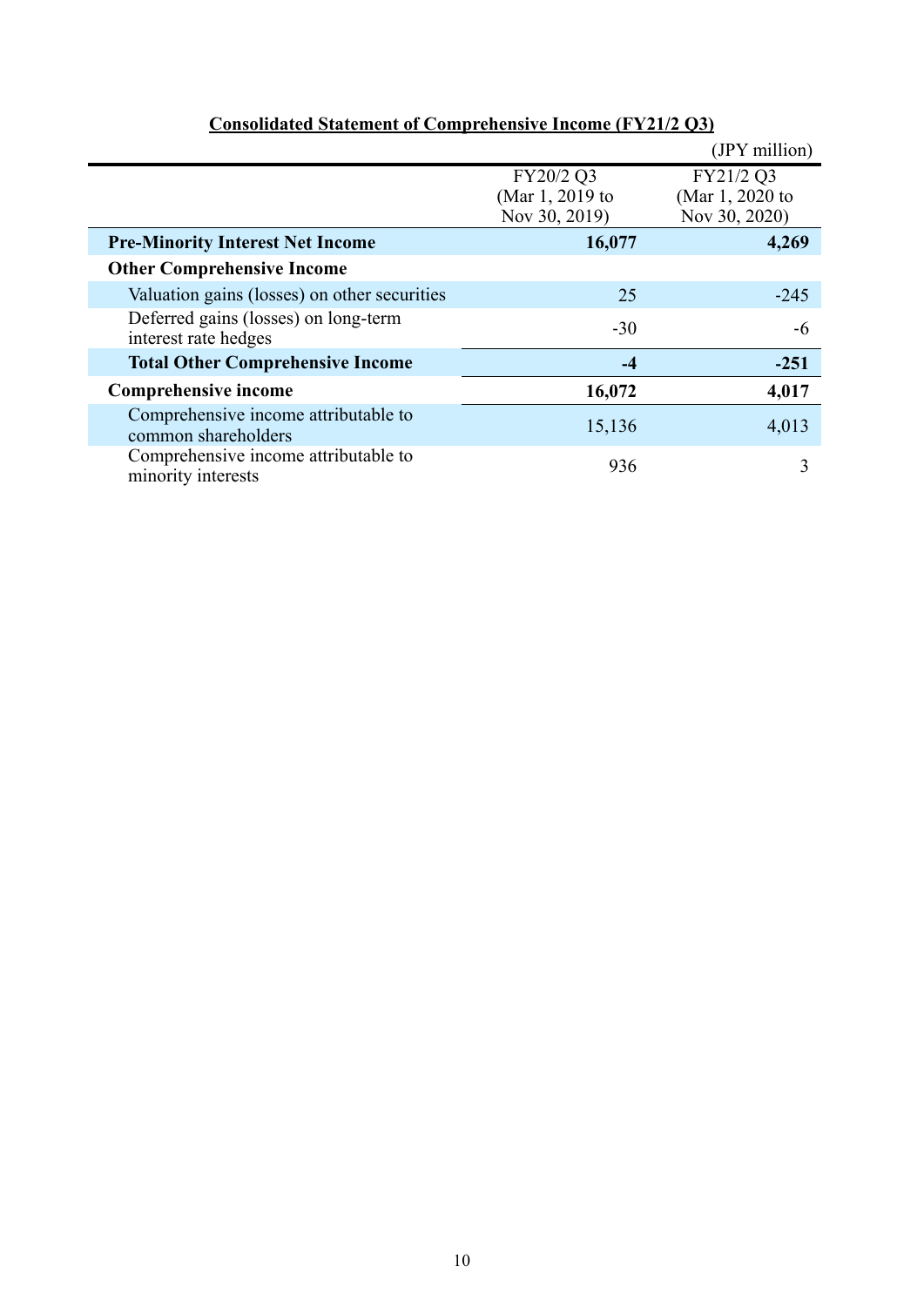## Consolidated Statement of Comprehensive Income (FY21/2 Q3)

(JPY million)

| | FY20/2 Q3 (Mar 1, 2019 to Nov 30, 2019) | FY21/2 Q3 (Mar 1, 2020 to Nov 30, 2020) |
|---|---|---|
| **Pre-Minority Interest Net Income** | **16,077** | **4,269** |
| **Other Comprehensive Income** | | |
| Valuation gains (losses) on other securities | 25 | -245 |
| Deferred gains (losses) on long-term interest rate hedges | -30 | -6 |
| **Total Other Comprehensive Income** | **-4** | **-251** |
| **Comprehensive income** | **16,072** | **4,017** |
| Comprehensive income attributable to common shareholders | 15,136 | 4,013 |
| Comprehensive income attributable to minority interests | 936 | 3 |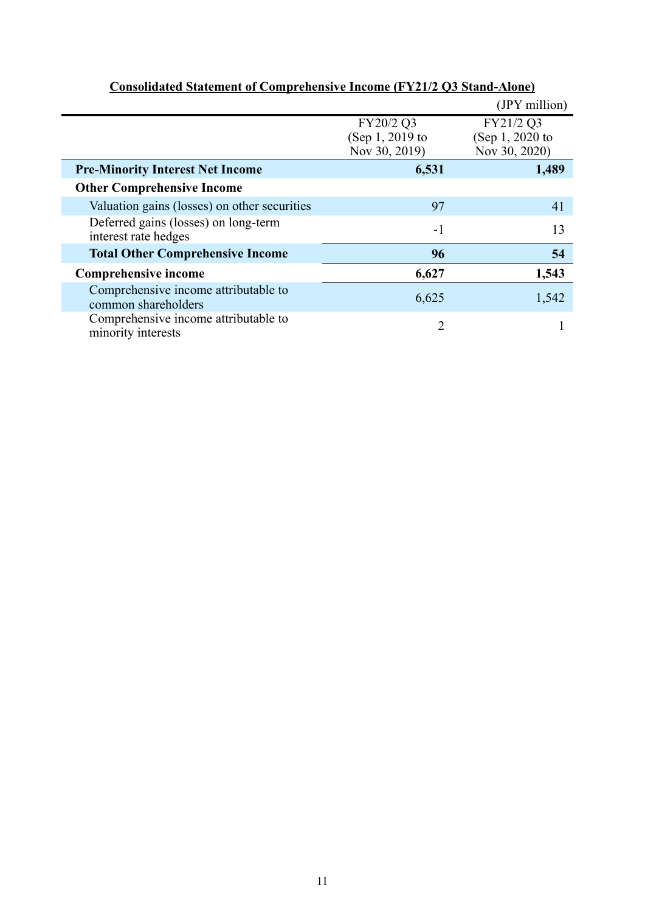**Consolidated Statement of Comprehensive Income (FY21/2 Q3 Stand-Alone)**

(JPY million)

| | FY20/2 Q3 (Sep 1, 2019 to Nov 30, 2019) | FY21/2 Q3 (Sep 1, 2020 to Nov 30, 2020) |
|---|---|---|
| **Pre-Minority Interest Net Income** | **6,531** | **1,489** |
| **Other Comprehensive Income** | | |
| Valuation gains (losses) on other securities | 97 | 41 |
| Deferred gains (losses) on long-term interest rate hedges | -1 | 13 |
| **Total Other Comprehensive Income** | **96** | **54** |
| **Comprehensive income** | **6,627** | **1,543** |
| Comprehensive income attributable to common shareholders | 6,625 | 1,542 |
| Comprehensive income attributable to minority interests | 2 | 1 |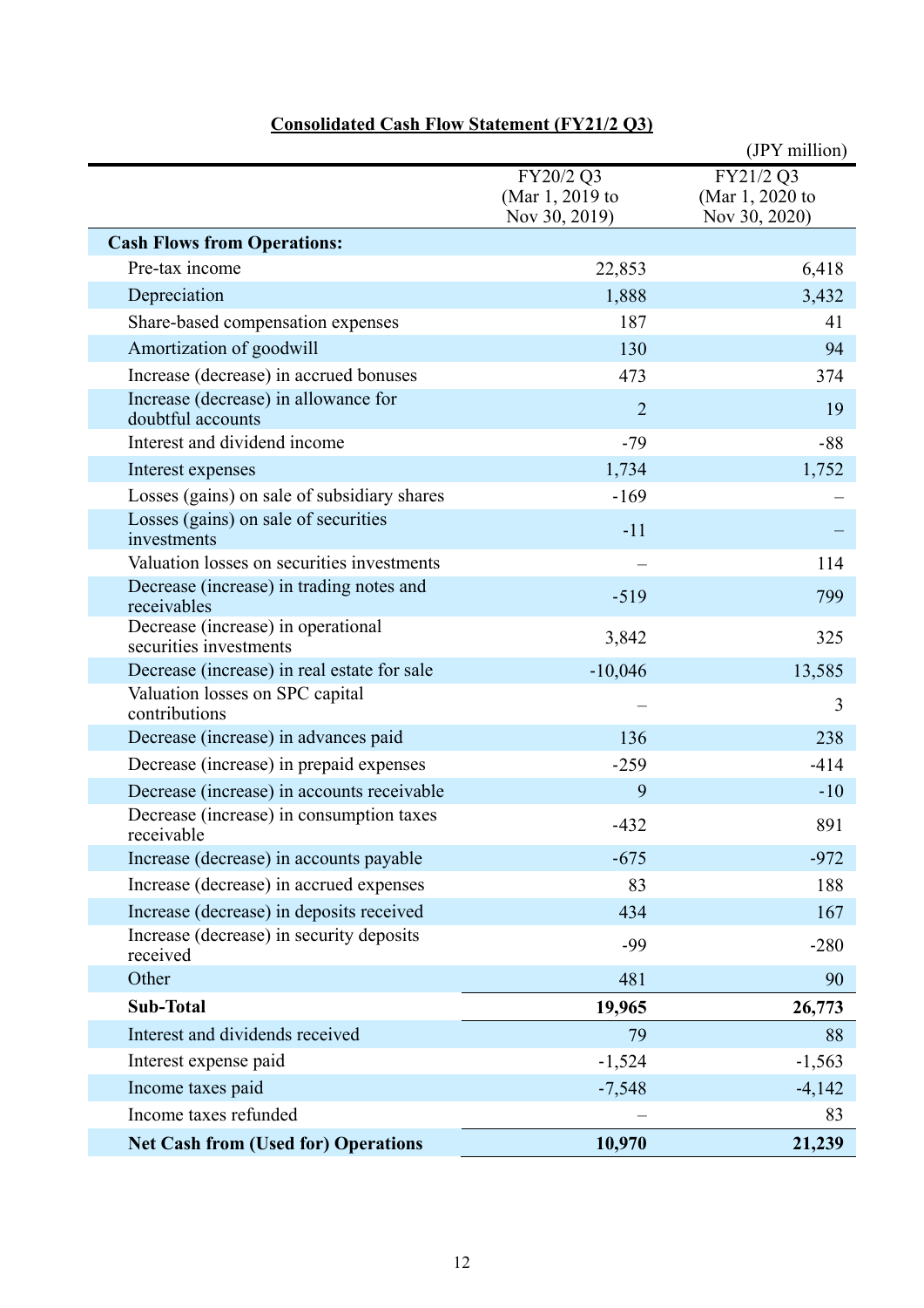# Consolidated Cash Flow Statement (FY21/2 Q3)

(JPY million)

| | FY20/2 Q3 (Mar 1, 2019 to Nov 30, 2019) | FY21/2 Q3 (Mar 1, 2020 to Nov 30, 2020) |
|---|---|---|
| **Cash Flows from Operations:** | | |
| Pre-tax income | 22,853 | 6,418 |
| Depreciation | 1,888 | 3,432 |
| Share-based compensation expenses | 187 | 41 |
| Amortization of goodwill | 130 | 94 |
| Increase (decrease) in accrued bonuses | 473 | 374 |
| Increase (decrease) in allowance for doubtful accounts | 2 | 19 |
| Interest and dividend income | -79 | -88 |
| Interest expenses | 1,734 | 1,752 |
| Losses (gains) on sale of subsidiary shares | -169 | – |
| Losses (gains) on sale of securities investments | -11 | – |
| Valuation losses on securities investments | – | 114 |
| Decrease (increase) in trading notes and receivables | -519 | 799 |
| Decrease (increase) in operational securities investments | 3,842 | 325 |
| Decrease (increase) in real estate for sale | -10,046 | 13,585 |
| Valuation losses on SPC capital contributions | – | 3 |
| Decrease (increase) in advances paid | 136 | 238 |
| Decrease (increase) in prepaid expenses | -259 | -414 |
| Decrease (increase) in accounts receivable | 9 | -10 |
| Decrease (increase) in consumption taxes receivable | -432 | 891 |
| Increase (decrease) in accounts payable | -675 | -972 |
| Increase (decrease) in accrued expenses | 83 | 188 |
| Increase (decrease) in deposits received | 434 | 167 |
| Increase (decrease) in security deposits received | -99 | -280 |
| Other | 481 | 90 |
| **Sub-Total** | **19,965** | **26,773** |
| Interest and dividends received | 79 | 88 |
| Interest expense paid | -1,524 | -1,563 |
| Income taxes paid | -7,548 | -4,142 |
| Income taxes refunded | – | 83 |
| **Net Cash from (Used for) Operations** | **10,970** | **21,239** |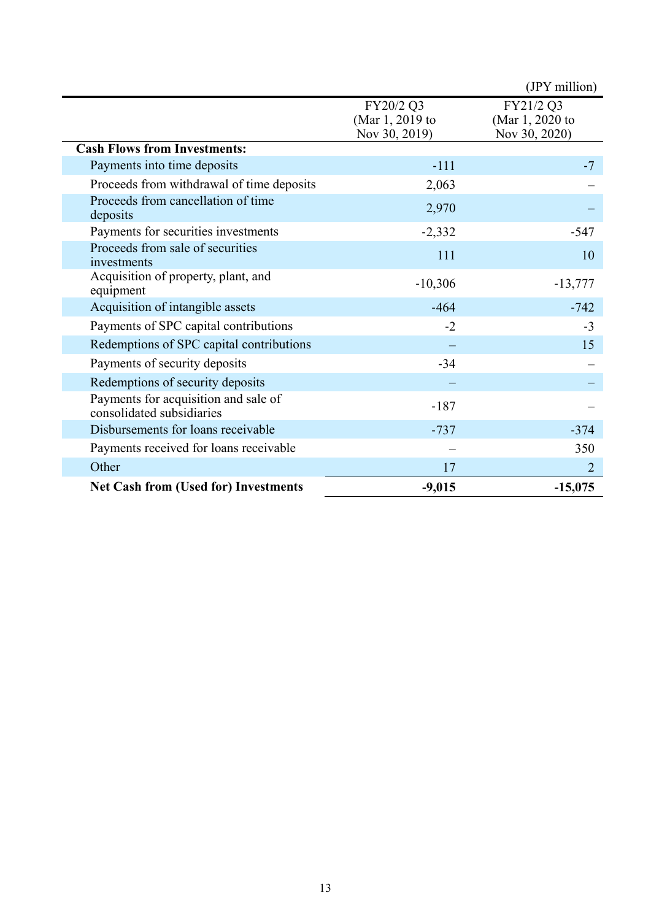(JPY million)

| | FY20/2 Q3 (Mar 1, 2019 to Nov 30, 2019) | FY21/2 Q3 (Mar 1, 2020 to Nov 30, 2020) |
|---|---|---|
| **Cash Flows from Investments:** | | |
| Payments into time deposits | -111 | -7 |
| Proceeds from withdrawal of time deposits | 2,063 | – |
| Proceeds from cancellation of time deposits | 2,970 | – |
| Payments for securities investments | -2,332 | -547 |
| Proceeds from sale of securities investments | 111 | 10 |
| Acquisition of property, plant, and equipment | -10,306 | -13,777 |
| Acquisition of intangible assets | -464 | -742 |
| Payments of SPC capital contributions | -2 | -3 |
| Redemptions of SPC capital contributions | – | 15 |
| Payments of security deposits | -34 | – |
| Redemptions of security deposits | – | – |
| Payments for acquisition and sale of consolidated subsidiaries | -187 | – |
| Disbursements for loans receivable | -737 | -374 |
| Payments received for loans receivable | – | 350 |
| Other | 17 | 2 |
| **Net Cash from (Used for) Investments** | **-9,015** | **-15,075** |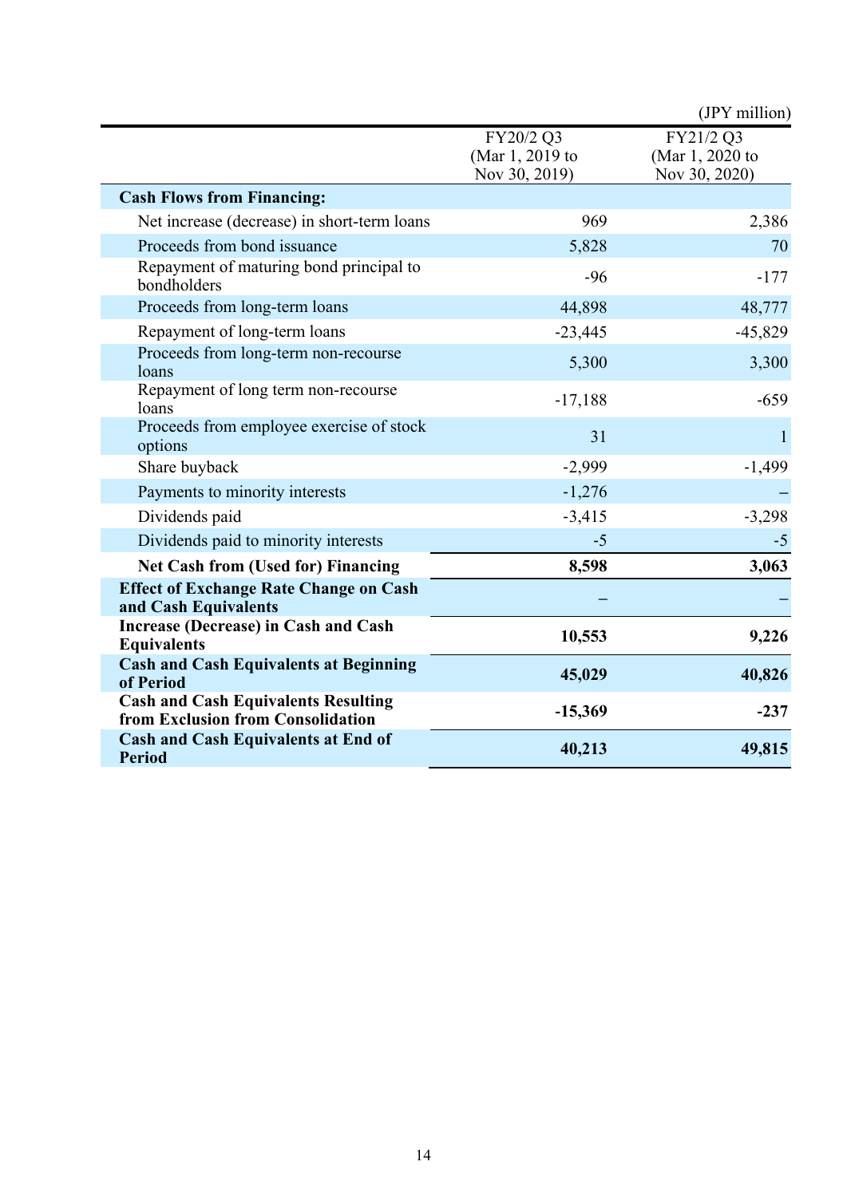(JPY million)

| | FY20/2 Q3 (Mar 1, 2019 to Nov 30, 2019) | FY21/2 Q3 (Mar 1, 2020 to Nov 30, 2020) |
|---|---|---|
| **Cash Flows from Financing:** | | |
| Net increase (decrease) in short-term loans | 969 | 2,386 |
| Proceeds from bond issuance | 5,828 | 70 |
| Repayment of maturing bond principal to bondholders | -96 | -177 |
| Proceeds from long-term loans | 44,898 | 48,777 |
| Repayment of long-term loans | -23,445 | -45,829 |
| Proceeds from long-term non-recourse loans | 5,300 | 3,300 |
| Repayment of long term non-recourse loans | -17,188 | -659 |
| Proceeds from employee exercise of stock options | 31 | 1 |
| Share buyback | -2,999 | -1,499 |
| Payments to minority interests | -1,276 | – |
| Dividends paid | -3,415 | -3,298 |
| Dividends paid to minority interests | -5 | -5 |
| **Net Cash from (Used for) Financing** | **8,598** | **3,063** |
| **Effect of Exchange Rate Change on Cash and Cash Equivalents** | – | – |
| **Increase (Decrease) in Cash and Cash Equivalents** | **10,553** | **9,226** |
| **Cash and Cash Equivalents at Beginning of Period** | **45,029** | **40,826** |
| **Cash and Cash Equivalents Resulting from Exclusion from Consolidation** | **-15,369** | **-237** |
| **Cash and Cash Equivalents at End of Period** | **40,213** | **49,815** |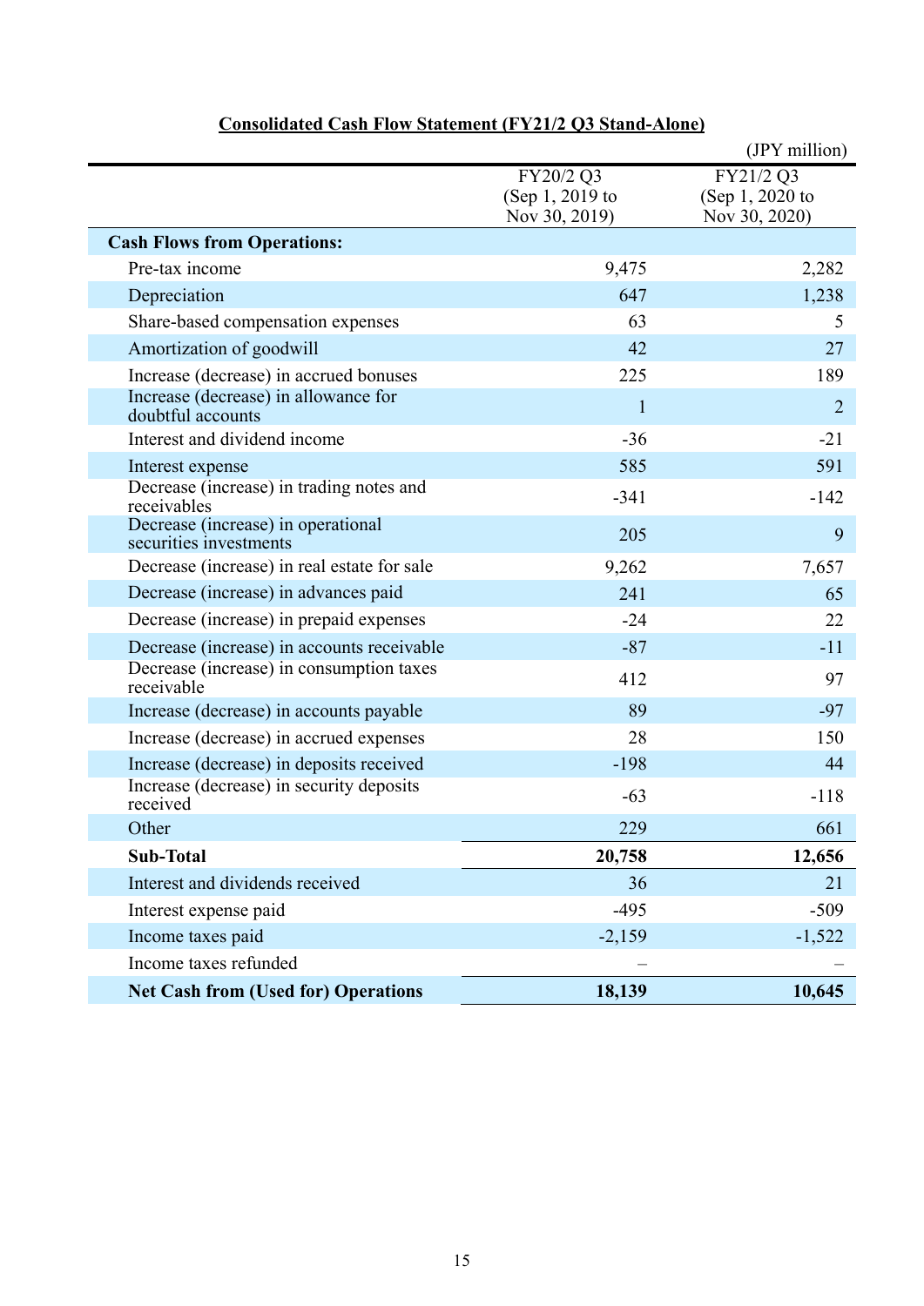**Consolidated Cash Flow Statement (FY21/2 Q3 Stand-Alone)**

(JPY million)

| | FY20/2 Q3 (Sep 1, 2019 to Nov 30, 2019) | FY21/2 Q3 (Sep 1, 2020 to Nov 30, 2020) |
|---|---|---|
| **Cash Flows from Operations:** | | |
| Pre-tax income | 9,475 | 2,282 |
| Depreciation | 647 | 1,238 |
| Share-based compensation expenses | 63 | 5 |
| Amortization of goodwill | 42 | 27 |
| Increase (decrease) in accrued bonuses | 225 | 189 |
| Increase (decrease) in allowance for doubtful accounts | 1 | 2 |
| Interest and dividend income | -36 | -21 |
| Interest expense | 585 | 591 |
| Decrease (increase) in trading notes and receivables | -341 | -142 |
| Decrease (increase) in operational securities investments | 205 | 9 |
| Decrease (increase) in real estate for sale | 9,262 | 7,657 |
| Decrease (increase) in advances paid | 241 | 65 |
| Decrease (increase) in prepaid expenses | -24 | 22 |
| Decrease (increase) in accounts receivable | -87 | -11 |
| Decrease (increase) in consumption taxes receivable | 412 | 97 |
| Increase (decrease) in accounts payable | 89 | -97 |
| Increase (decrease) in accrued expenses | 28 | 150 |
| Increase (decrease) in deposits received | -198 | 44 |
| Increase (decrease) in security deposits received | -63 | -118 |
| Other | 229 | 661 |
| **Sub-Total** | **20,758** | **12,656** |
| Interest and dividends received | 36 | 21 |
| Interest expense paid | -495 | -509 |
| Income taxes paid | -2,159 | -1,522 |
| Income taxes refunded | – | – |
| **Net Cash from (Used for) Operations** | **18,139** | **10,645** |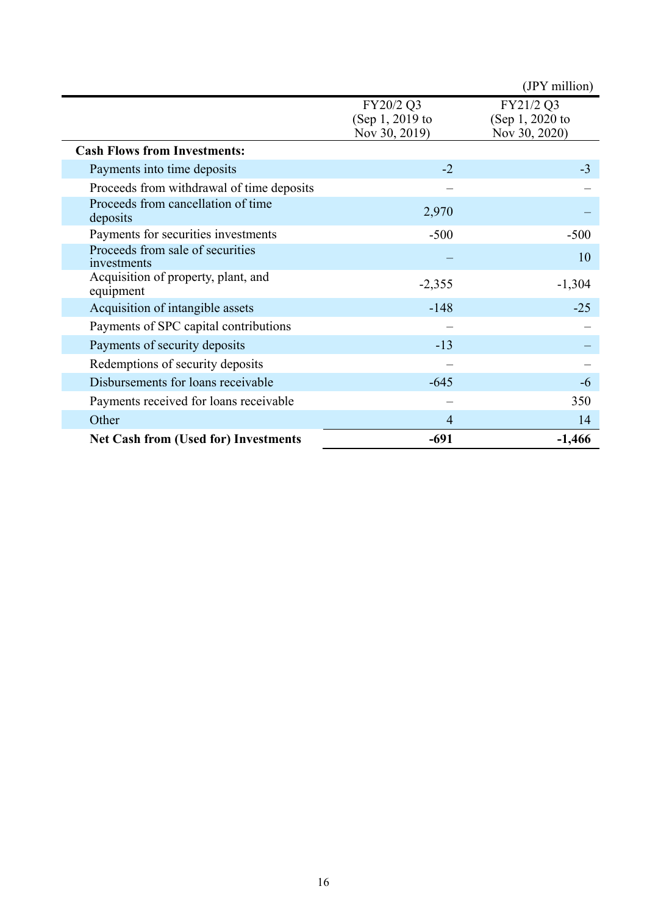(JPY million)

| | FY20/2 Q3 (Sep 1, 2019 to Nov 30, 2019) | FY21/2 Q3 (Sep 1, 2020 to Nov 30, 2020) |
|---|---|---|
| **Cash Flows from Investments:** | | |
| Payments into time deposits | -2 | -3 |
| Proceeds from withdrawal of time deposits | – | – |
| Proceeds from cancellation of time deposits | 2,970 | – |
| Payments for securities investments | -500 | -500 |
| Proceeds from sale of securities investments | – | 10 |
| Acquisition of property, plant, and equipment | -2,355 | -1,304 |
| Acquisition of intangible assets | -148 | -25 |
| Payments of SPC capital contributions | – | – |
| Payments of security deposits | -13 | – |
| Redemptions of security deposits | – | – |
| Disbursements for loans receivable | -645 | -6 |
| Payments received for loans receivable | – | 350 |
| Other | 4 | 14 |
| **Net Cash from (Used for) Investments** | **-691** | **-1,466** |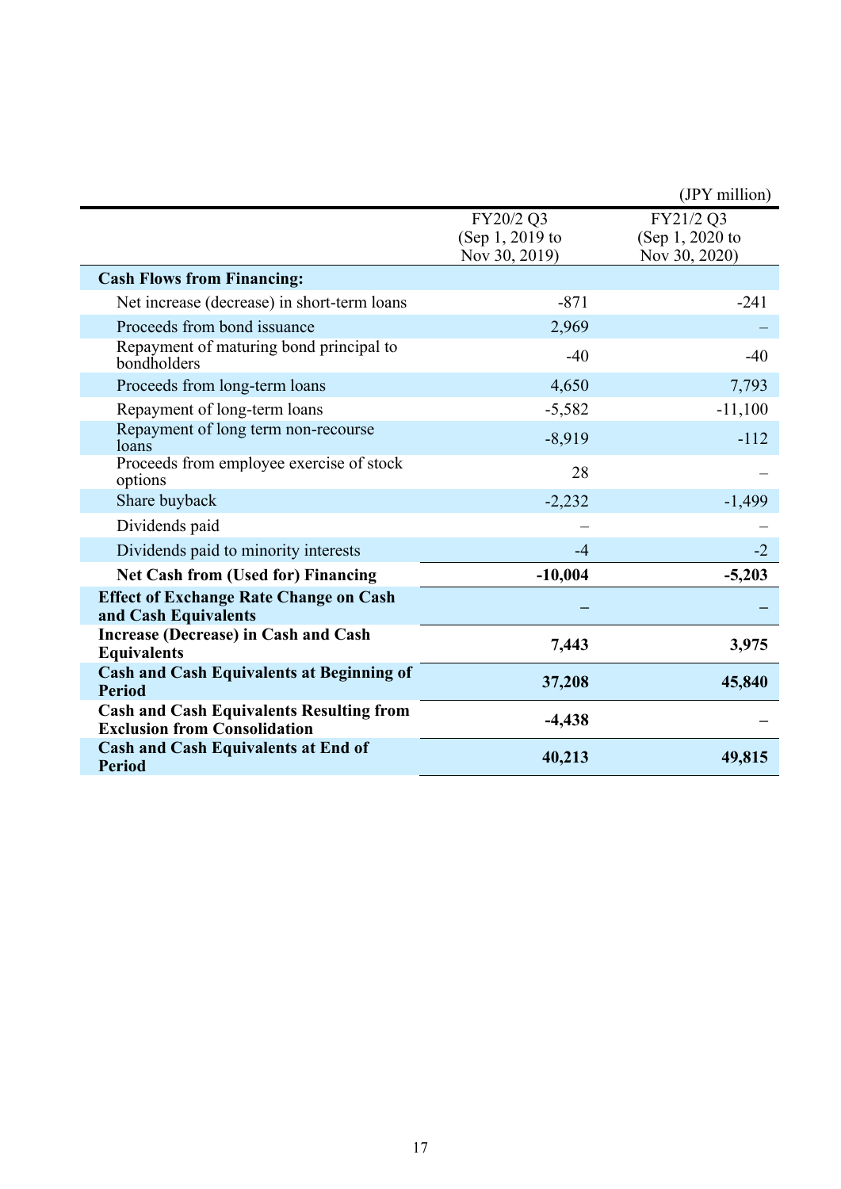(JPY million)

| | FY20/2 Q3 (Sep 1, 2019 to Nov 30, 2019) | FY21/2 Q3 (Sep 1, 2020 to Nov 30, 2020) |
|---|---|---|
| **Cash Flows from Financing:** | | |
| Net increase (decrease) in short-term loans | -871 | -241 |
| Proceeds from bond issuance | 2,969 | – |
| Repayment of maturing bond principal to bondholders | -40 | -40 |
| Proceeds from long-term loans | 4,650 | 7,793 |
| Repayment of long-term loans | -5,582 | -11,100 |
| Repayment of long term non-recourse loans | -8,919 | -112 |
| Proceeds from employee exercise of stock options | 28 | – |
| Share buyback | -2,232 | -1,499 |
| Dividends paid | – | – |
| Dividends paid to minority interests | -4 | -2 |
| **Net Cash from (Used for) Financing** | **-10,004** | **-5,203** |
| **Effect of Exchange Rate Change on Cash and Cash Equivalents** | **–** | **–** |
| **Increase (Decrease) in Cash and Cash Equivalents** | **7,443** | **3,975** |
| **Cash and Cash Equivalents at Beginning of Period** | **37,208** | **45,840** |
| **Cash and Cash Equivalents Resulting from Exclusion from Consolidation** | **-4,438** | **–** |
| **Cash and Cash Equivalents at End of Period** | **40,213** | **49,815** |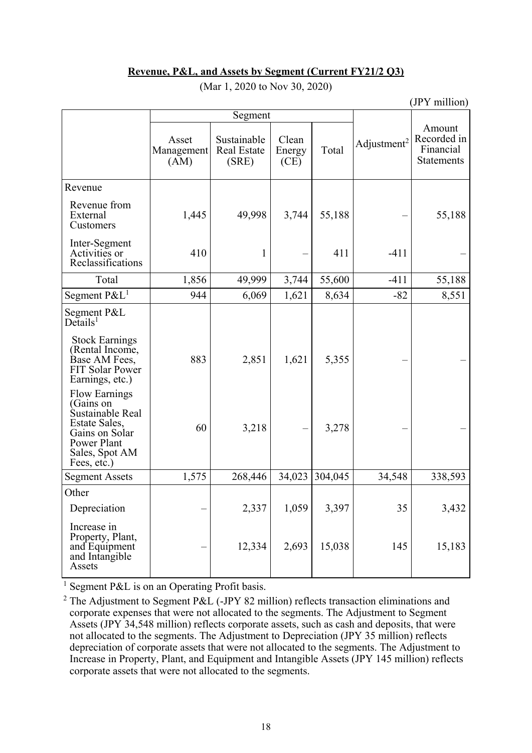**Revenue, P&L, and Assets by Segment (Current FY21/2 Q3)**

(Mar 1, 2020 to Nov 30, 2020)

(JPY million)

| | Segment | | | | Adjustment[2] | Amount Recorded in Financial Statements |
|---|---|---|---|---|---|---|
| | Asset Management (AM) | Sustainable Real Estate (SRE) | Clean Energy (CE) | Total | | |
| Revenue | | | | | | |
| Revenue from External Customers | 1,445 | 49,998 | 3,744 | 55,188 | – | 55,188 |
| Inter-Segment Activities or Reclassifications | 410 | 1 | – | 411 | -411 | – |
| Total | 1,856 | 49,999 | 3,744 | 55,600 | -411 | 55,188 |
| Segment P&L[1] | 944 | 6,069 | 1,621 | 8,634 | -82 | 8,551 |
| Segment P&L Details[1] | | | | | | |
| Stock Earnings (Rental Income, Base AM Fees, FIT Solar Power Earnings, etc.) | 883 | 2,851 | 1,621 | 5,355 | – | – |
| Flow Earnings (Gains on Sustainable Real Estate Sales, Gains on Solar Power Plant Sales, Spot AM Fees, etc.) | 60 | 3,218 | – | 3,278 | – | – |
| Segment Assets | 1,575 | 268,446 | 34,023 | 304,045 | 34,548 | 338,593 |
| Other | | | | | | |
| Depreciation | – | 2,337 | 1,059 | 3,397 | 35 | 3,432 |
| Increase in Property, Plant, and Equipment and Intangible Assets | – | 12,334 | 2,693 | 15,038 | 145 | 15,183 |

[1] Segment P&L is on an Operating Profit basis.

[2] The Adjustment to Segment P&L (-JPY 82 million) reflects transaction eliminations and corporate expenses that were not allocated to the segments. The Adjustment to Segment Assets (JPY 34,548 million) reflects corporate assets, such as cash and deposits, that were not allocated to the segments. The Adjustment to Depreciation (JPY 35 million) reflects depreciation of corporate assets that were not allocated to the segments. The Adjustment to Increase in Property, Plant, and Equipment and Intangible Assets (JPY 145 million) reflects corporate assets that were not allocated to the segments.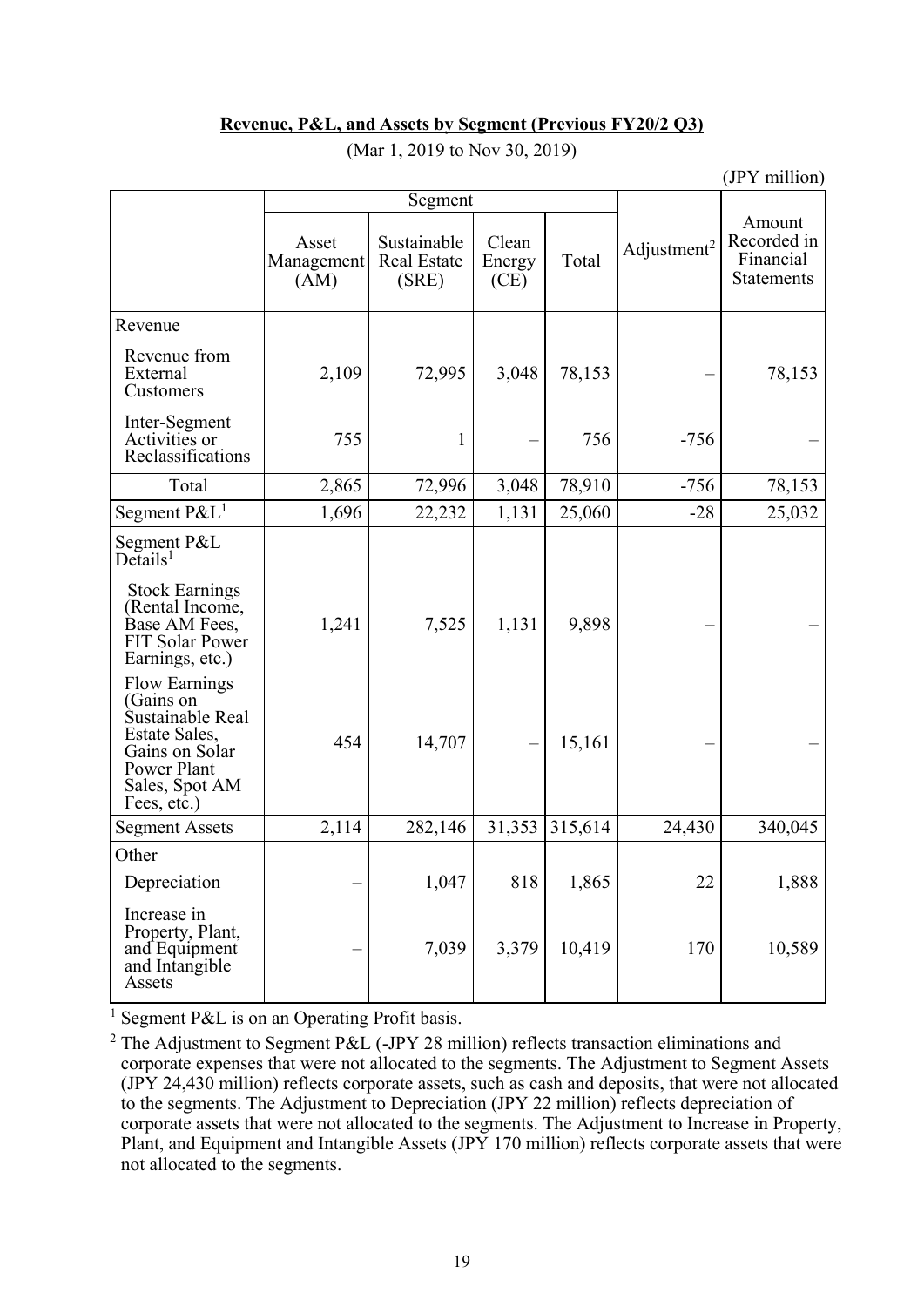**Revenue, P&L, and Assets by Segment (Previous FY20/2 Q3)**

(Mar 1, 2019 to Nov 30, 2019)

(JPY million)

| | Segment | | | | Adjustment[2] | Amount Recorded in Financial Statements |
|---|---|---|---|---|---|---|
| | Asset Management (AM) | Sustainable Real Estate (SRE) | Clean Energy (CE) | Total | | |
| Revenue | | | | | | |
| Revenue from External Customers | 2,109 | 72,995 | 3,048 | 78,153 | – | 78,153 |
| Inter-Segment Activities or Reclassifications | 755 | 1 | – | 756 | -756 | – |
| Total | 2,865 | 72,996 | 3,048 | 78,910 | -756 | 78,153 |
| Segment P&L[1] | 1,696 | 22,232 | 1,131 | 25,060 | -28 | 25,032 |
| Segment P&L Details[1] | | | | | | |
| Stock Earnings (Rental Income, Base AM Fees, FIT Solar Power Earnings, etc.) | 1,241 | 7,525 | 1,131 | 9,898 | – | – |
| Flow Earnings (Gains on Sustainable Real Estate Sales, Gains on Solar Power Plant Sales, Spot AM Fees, etc.) | 454 | 14,707 | – | 15,161 | – | – |
| Segment Assets | 2,114 | 282,146 | 31,353 | 315,614 | 24,430 | 340,045 |
| Other | | | | | | |
| Depreciation | – | 1,047 | 818 | 1,865 | 22 | 1,888 |
| Increase in Property, Plant, and Equipment and Intangible Assets | – | 7,039 | 3,379 | 10,419 | 170 | 10,589 |

[1] Segment P&L is on an Operating Profit basis.

[2] The Adjustment to Segment P&L (-JPY 28 million) reflects transaction eliminations and corporate expenses that were not allocated to the segments. The Adjustment to Segment Assets (JPY 24,430 million) reflects corporate assets, such as cash and deposits, that were not allocated to the segments. The Adjustment to Depreciation (JPY 22 million) reflects depreciation of corporate assets that were not allocated to the segments. The Adjustment to Increase in Property, Plant, and Equipment and Intangible Assets (JPY 170 million) reflects corporate assets that were not allocated to the segments.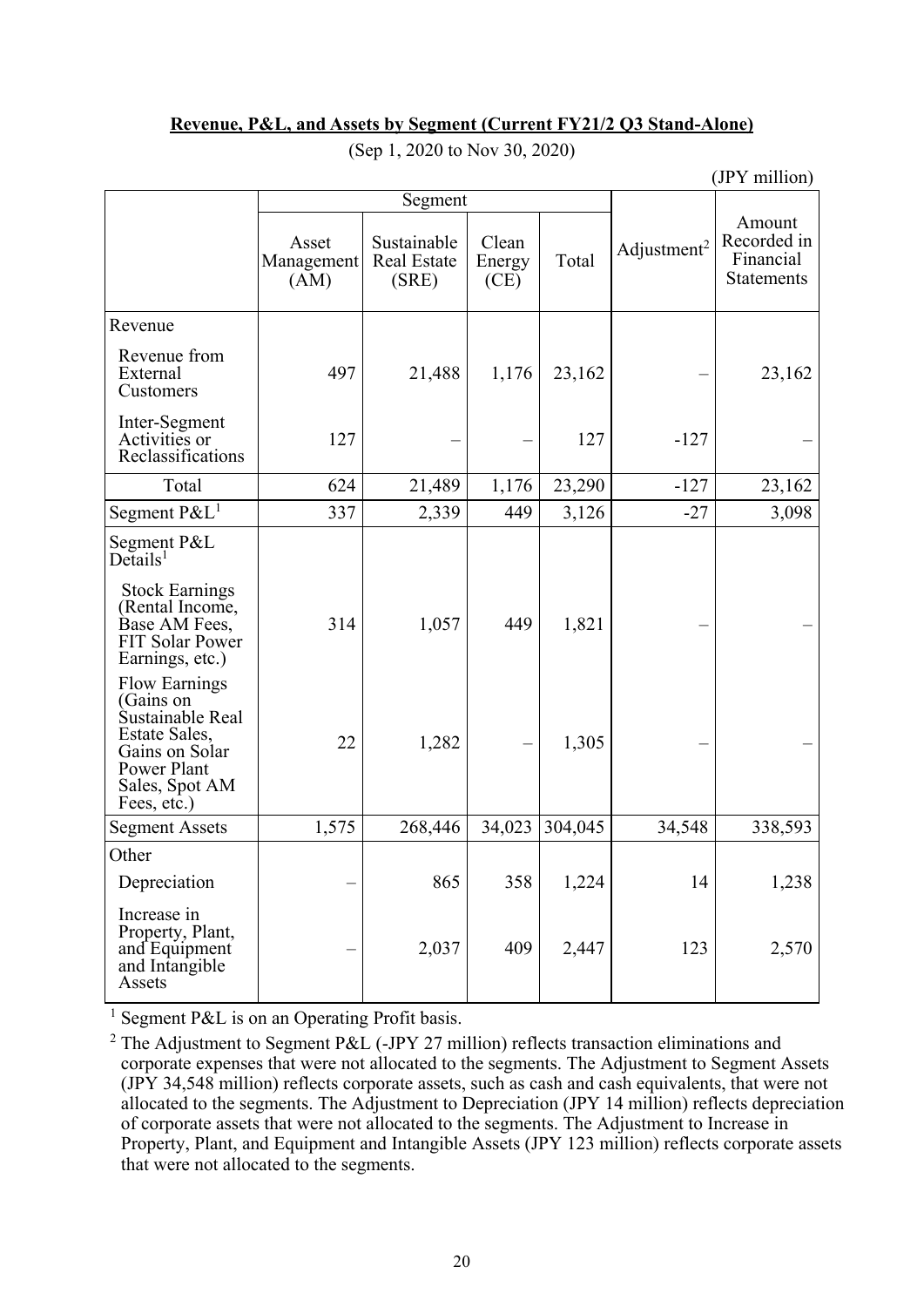**Revenue, P&L, and Assets by Segment (Current FY21/2 Q3 Stand-Alone)**

(Sep 1, 2020 to Nov 30, 2020)

(JPY million)

| | Segment | | | | Adjustment[2] | Amount Recorded in Financial Statements |
|---|---|---|---|---|---|---|
| | Asset Management (AM) | Sustainable Real Estate (SRE) | Clean Energy (CE) | Total | | |
| Revenue | | | | | | |
| Revenue from External Customers | 497 | 21,488 | 1,176 | 23,162 | – | 23,162 |
| Inter-Segment Activities or Reclassifications | 127 | – | – | 127 | -127 | – |
| Total | 624 | 21,489 | 1,176 | 23,290 | -127 | 23,162 |
| Segment P&L[1] | 337 | 2,339 | 449 | 3,126 | -27 | 3,098 |
| Segment P&L Details[1] | | | | | | |
| Stock Earnings (Rental Income, Base AM Fees, FIT Solar Power Earnings, etc.) | 314 | 1,057 | 449 | 1,821 | – | – |
| Flow Earnings (Gains on Sustainable Real Estate Sales, Gains on Solar Power Plant Sales, Spot AM Fees, etc.) | 22 | 1,282 | – | 1,305 | – | – |
| Segment Assets | 1,575 | 268,446 | 34,023 | 304,045 | 34,548 | 338,593 |
| Other | | | | | | |
| Depreciation | – | 865 | 358 | 1,224 | 14 | 1,238 |
| Increase in Property, Plant, and Equipment and Intangible Assets | – | 2,037 | 409 | 2,447 | 123 | 2,570 |

[1] Segment P&L is on an Operating Profit basis.

[2] The Adjustment to Segment P&L (-JPY 27 million) reflects transaction eliminations and corporate expenses that were not allocated to the segments. The Adjustment to Segment Assets (JPY 34,548 million) reflects corporate assets, such as cash and cash equivalents, that were not allocated to the segments. The Adjustment to Depreciation (JPY 14 million) reflects depreciation of corporate assets that were not allocated to the segments. The Adjustment to Increase in Property, Plant, and Equipment and Intangible Assets (JPY 123 million) reflects corporate assets that were not allocated to the segments.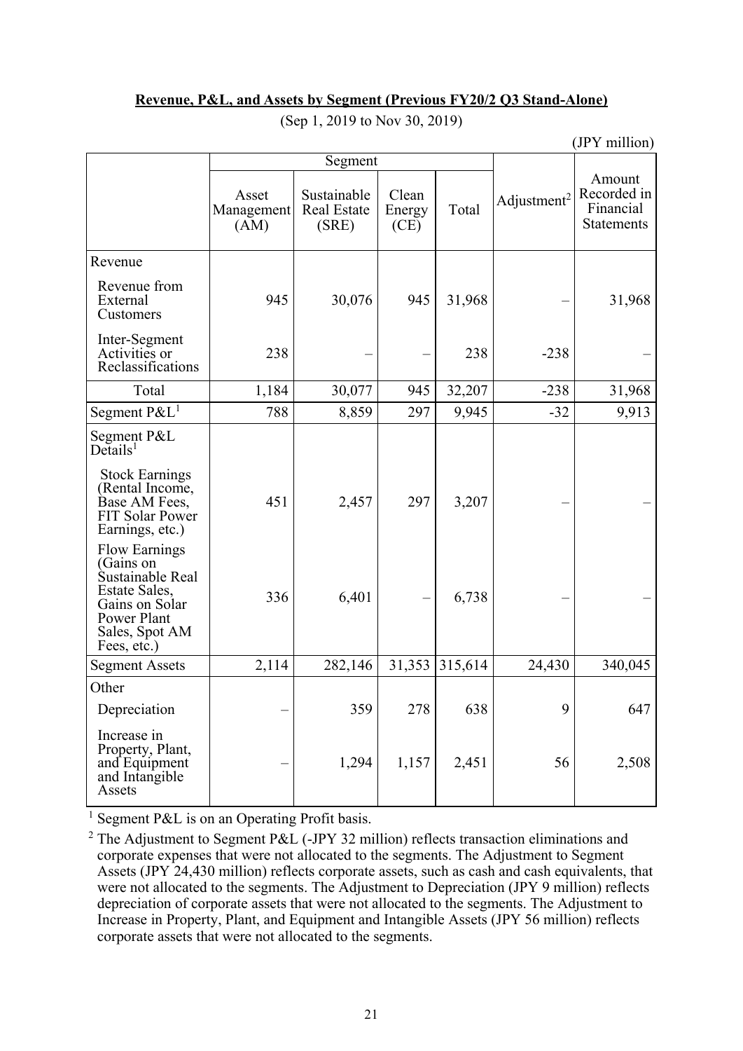**Revenue, P&L, and Assets by Segment (Previous FY20/2 Q3 Stand-Alone)**

(Sep 1, 2019 to Nov 30, 2019)

(JPY million)

| | Segment | | | | Adjustment[2] | Amount Recorded in Financial Statements |
|---|---|---|---|---|---|---|
| | Asset Management (AM) | Sustainable Real Estate (SRE) | Clean Energy (CE) | Total | | |
| Revenue | | | | | | |
| Revenue from External Customers | 945 | 30,076 | 945 | 31,968 | – | 31,968 |
| Inter-Segment Activities or Reclassifications | 238 | – | – | 238 | -238 | – |
| Total | 1,184 | 30,077 | 945 | 32,207 | -238 | 31,968 |
| Segment P&L[1] | 788 | 8,859 | 297 | 9,945 | -32 | 9,913 |
| Segment P&L Details[1] | | | | | | |
| Stock Earnings (Rental Income, Base AM Fees, FIT Solar Power Earnings, etc.) | 451 | 2,457 | 297 | 3,207 | – | – |
| Flow Earnings (Gains on Sustainable Real Estate Sales, Gains on Solar Power Plant Sales, Spot AM Fees, etc.) | 336 | 6,401 | – | 6,738 | – | – |
| Segment Assets | 2,114 | 282,146 | 31,353 | 315,614 | 24,430 | 340,045 |
| Other | | | | | | |
| Depreciation | – | 359 | 278 | 638 | 9 | 647 |
| Increase in Property, Plant, and Equipment and Intangible Assets | – | 1,294 | 1,157 | 2,451 | 56 | 2,508 |

[1] Segment P&L is on an Operating Profit basis.

[2] The Adjustment to Segment P&L (-JPY 32 million) reflects transaction eliminations and corporate expenses that were not allocated to the segments. The Adjustment to Segment Assets (JPY 24,430 million) reflects corporate assets, such as cash and cash equivalents, that were not allocated to the segments. The Adjustment to Depreciation (JPY 9 million) reflects depreciation of corporate assets that were not allocated to the segments. The Adjustment to Increase in Property, Plant, and Equipment and Intangible Assets (JPY 56 million) reflects corporate assets that were not allocated to the segments.